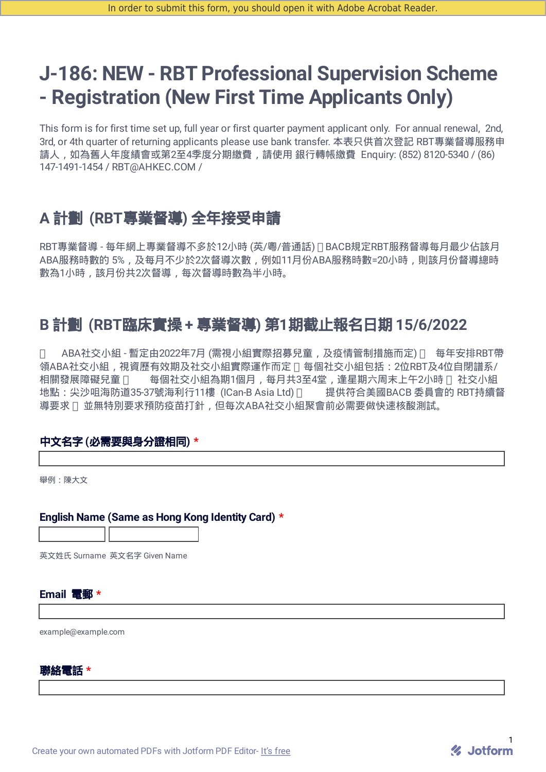In order to submit this form, you should open it with Adobe Acrobat Reader.

# J-186: NEW - RBT Professional Supervision Scheme - Registration (New First Time Applicants Only)

This form is for first time set up, full year or first quarter payment applicant only. For annual renewal, 2nd, 3rd, or 4th quarter of returning applicants please use bank transfer. 本表只供首次登記 RBT專業督導服務申請人，如為舊人年度續會或第2至4季度分期繳費，請使用 銀行轉帳繳費 Enquiry: (852) 8120-5340 / (86) 147-1491-1454 / RBT@AHKEC.COM /

## A 計劃 (RBT專業督導) 全年接受申請

RBT專業督導 - 每年網上專業督導不多於12小時 (英/粵/普通話)  BACB規定RBT服務督導每月最少佔該月ABA服務時數的 5%，及每月不少於2次督導次數，例如11月份ABA服務時數=20小時，則該月份督導總時數為1小時，該月份共2次督導，每次督導時數為半小時。

## B 計劃 (RBT臨床實操 + 專業督導) 第1期截止報名日期 15/6/2022

 ABA社交小組 - 暫定由2022年7月 (需視小組實際招募兒童，及疫情管制措施而定)  每年安排RBT帶領ABA社交小組，視資歷有效期及社交小組實際運作而定  每個社交小組包括：2位RBT及4位自閉譜系/相關發展障礙兒童  每個社交小組為期1個月，每月共3至4堂，逢星期六周末上午2小時  社交小組地點：尖沙咀海防道35-37號海利行11樓 (ICan-B Asia Ltd)  提供符合美國BACB 委員會的 RBT持續督導要求  並無特別要求預防疫苗打針，但每次ABA社交小組聚會前必需要做快速核酸測試。

**中文名字 (必需要與身分證相同) ***

舉例：陳大文

**English Name (Same as Hong Kong Identity Card) ***

英文姓氏 Surname 英文名字 Given Name

**Email 電郵 ***

example@example.com

**聯絡電話 ***

Create your own automated PDFs with Jotform PDF Editor- It's free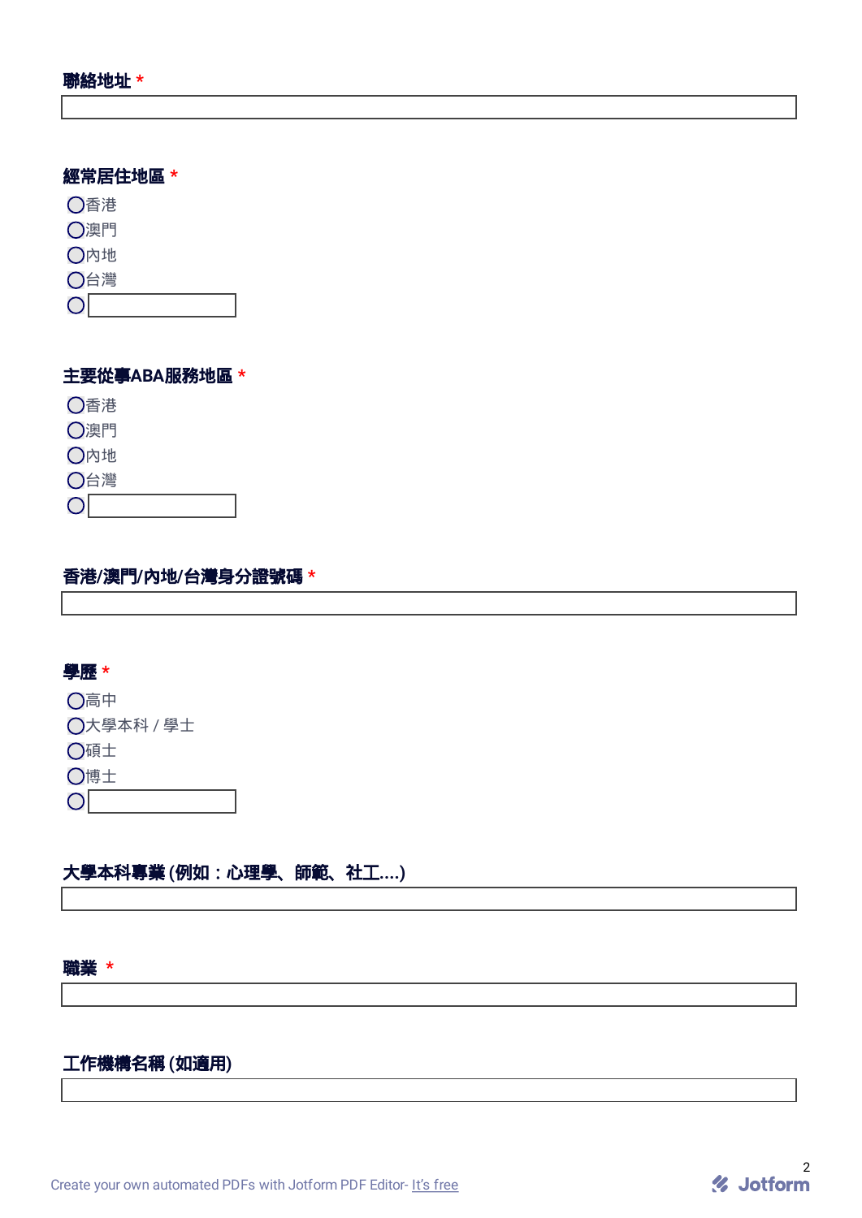**聯絡地址 \***

&nbsp;

**經常居住地區 \***

- ◯香港
- ◯澳門
- ◯內地
- ◯台灣
- ◯

**主要從事ABA服務地區 \***

- ◯香港
- ◯澳門
- ◯內地
- ◯台灣
- ◯

**香港/澳門/內地/台灣身分證號碼 \***

&nbsp;

**學歷 \***

- ◯高中
- ◯大學本科 / 學士
- ◯碩士
- ◯博士
- ◯

**大學本科專業 (例如：心理學、師範、社工....)**

&nbsp;

**職業 \***

&nbsp;

**工作機構名稱 (如適用)**

&nbsp;

Create your own automated PDFs with Jotform PDF Editor- It's free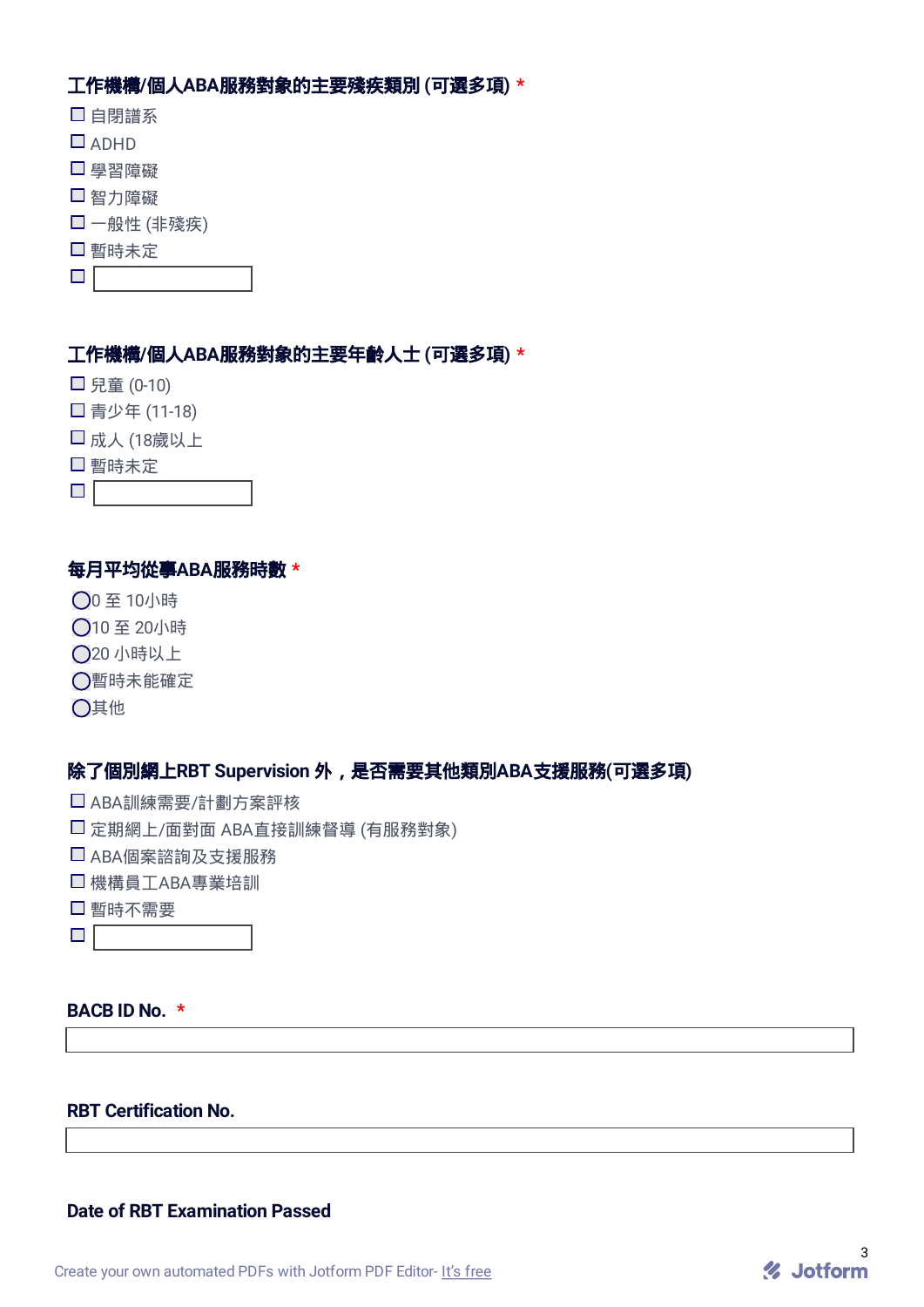**工作機構/個人ABA服務對象的主要殘疾類別 (可選多項)** *

- ☐ 自閉譜系
- ☐ ADHD
- ☐ 學習障礙
- ☐ 智力障礙
- ☐ 一般性 (非殘疾)
- ☐ 暫時未定
- ☐ ____________

**工作機構/個人ABA服務對象的主要年齡人士 (可選多項)** *

- ☐ 兒童 (0-10)
- ☐ 青少年 (11-18)
- ☐ 成人 (18歲以上
- ☐ 暫時未定
- ☐ ____________

**每月平均從事ABA服務時數** *

- ◯ 0 至 10小時
- ◯ 10 至 20小時
- ◯ 20 小時以上
- ◯ 暫時未能確定
- ◯ 其他

**除了個別網上RBT Supervision 外，是否需要其他類別ABA支援服務(可選多項)**

- ☐ ABA訓練需要/計劃方案評核
- ☐ 定期網上/面對面 ABA直接訓練督導 (有服務對象)
- ☐ ABA個案諮詢及支援服務
- ☐ 機構員工ABA專業培訓
- ☐ 暫時不需要
- ☐ ____________

**BACB ID No.** *

____________________________________________

**RBT Certification No.**

____________________________________________

**Date of RBT Examination Passed**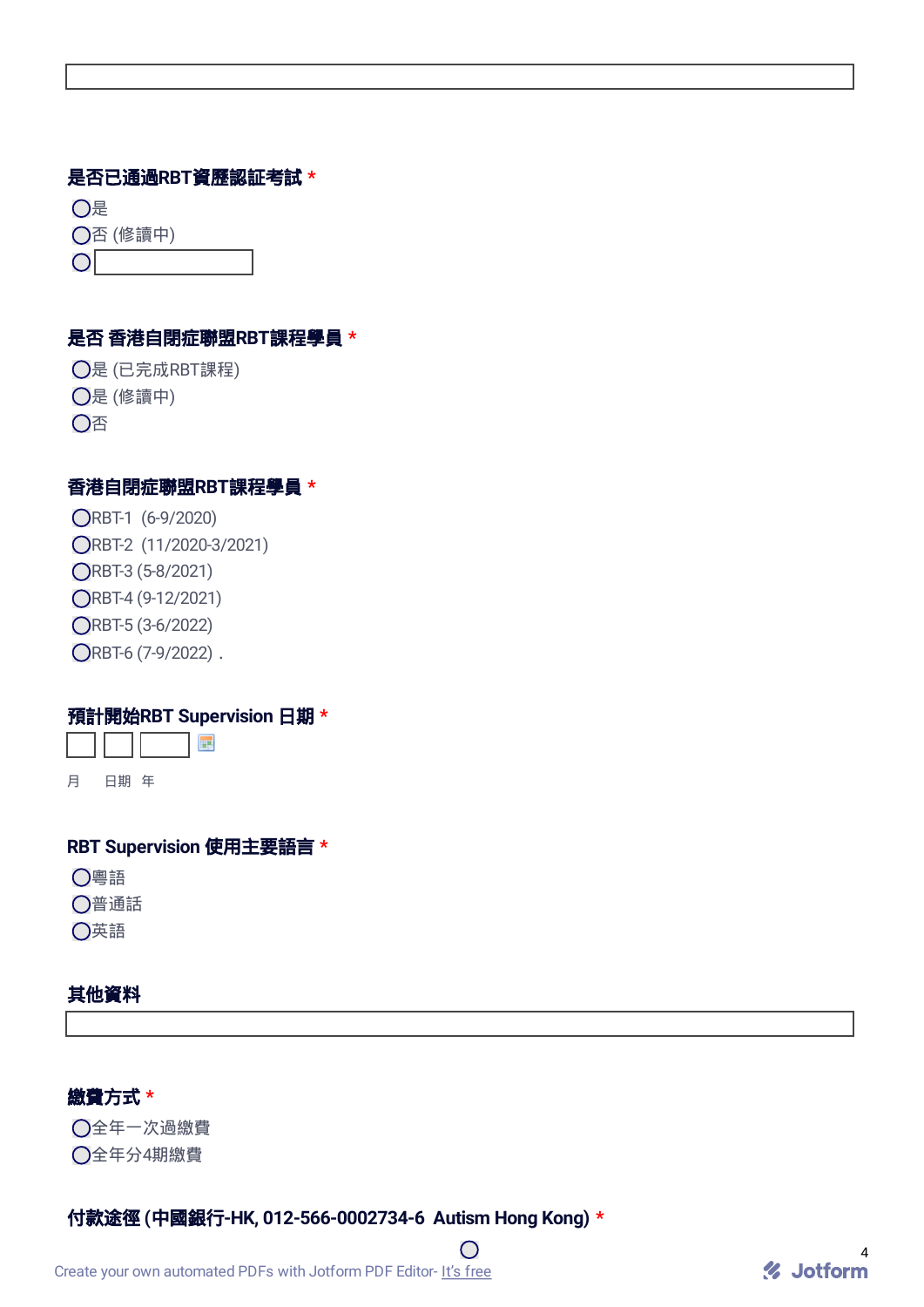**是否已通過RBT資歷認証考試 ***

- ◯是
- ◯否 (修讀中)
- ◯

**是否 香港自閉症聯盟RBT課程學員 ***

- ◯是 (已完成RBT課程)
- ◯是 (修讀中)
- ◯否

**香港自閉症聯盟RBT課程學員 ***

- ◯RBT-1 (6-9/2020)
- ◯RBT-2 (11/2020-3/2021)
- ◯RBT-3 (5-8/2021)
- ◯RBT-4 (9-12/2021)
- ◯RBT-5 (3-6/2022)
- ◯RBT-6 (7-9/2022) .

**預計開始RBT Supervision 日期 ***

月 日期 年

**RBT Supervision 使用主要語言 ***

- ◯粵語
- ◯普通話
- ◯英語

**其他資料**

**繳費方式 ***

- ◯全年一次過繳費
- ◯全年分4期繳費

**付款途徑 (中國銀行-HK, 012-566-0002734-6 Autism Hong Kong) ***

◯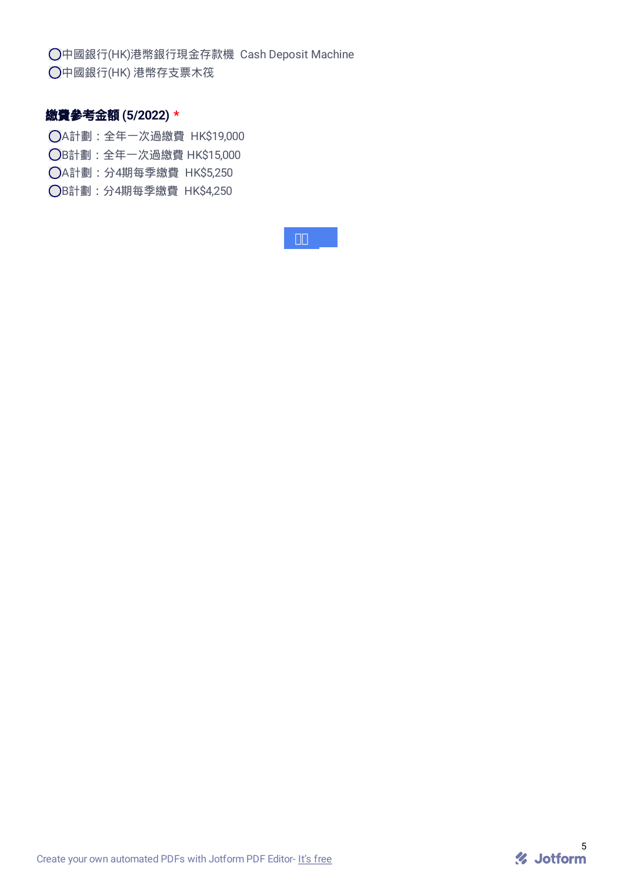- ◯中國銀行(HK)港幣銀行現金存款機 Cash Deposit Machine
- ◯中國銀行(HK) 港幣存支票木筏

**繳費參考金額 (5/2022)** *

- ◯A計劃：全年一次過繳費 HK$19,000
- ◯B計劃：全年一次過繳費 HK$15,000
- ◯A計劃：分4期每季繳費 HK$5,250
- ◯B計劃：分4期每季繳費 HK$4,250